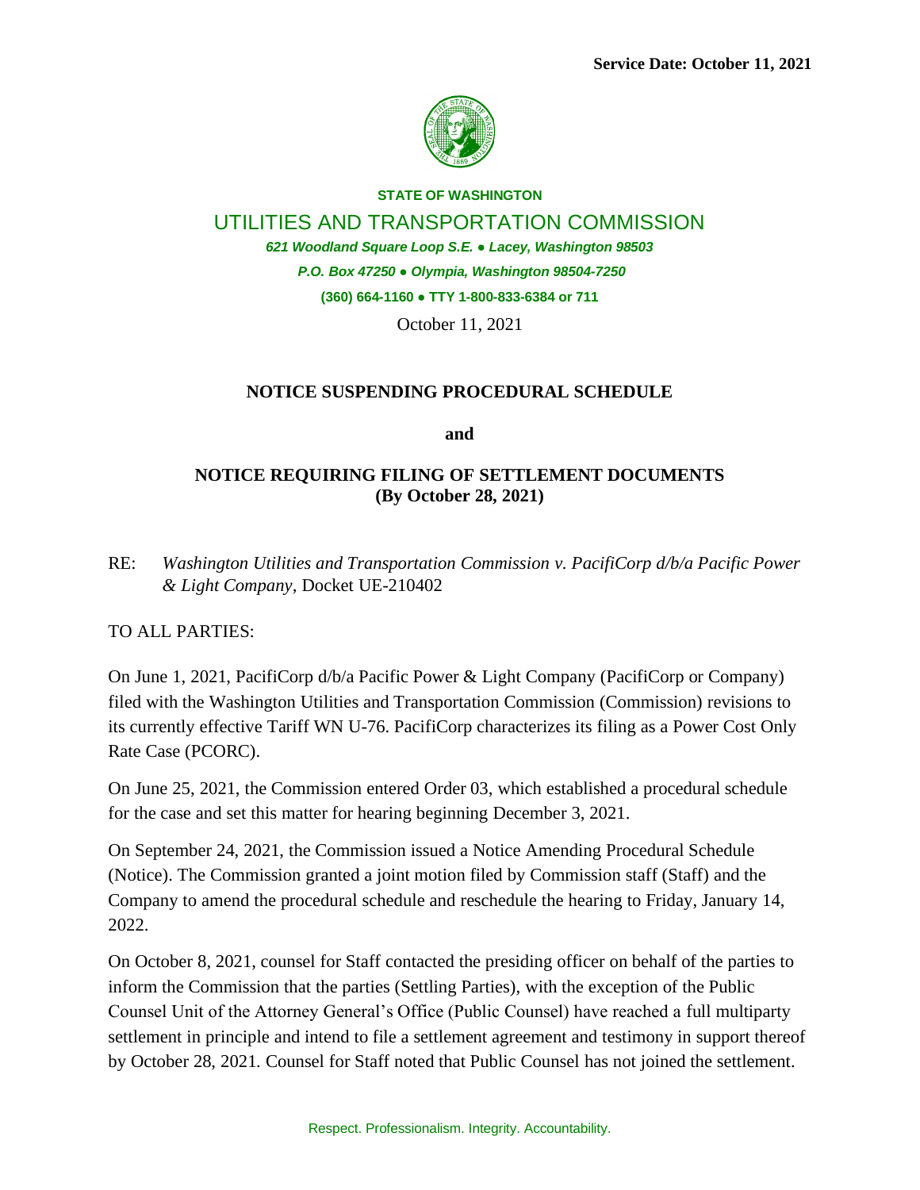**Service Date: October 11, 2021**

**STATE OF WASHINGTON**

UTILITIES AND TRANSPORTATION COMMISSION

*621 Woodland Square Loop S.E. ● Lacey, Washington 98503*

*P.O. Box 47250 ● Olympia, Washington 98504-7250*

**(360) 664-1160 ● TTY 1-800-833-6384 or 711**

October 11, 2021

**NOTICE SUSPENDING PROCEDURAL SCHEDULE**

**and**

**NOTICE REQUIRING FILING OF SETTLEMENT DOCUMENTS (By October 28, 2021)**

RE: *Washington Utilities and Transportation Commission v. PacifiCorp d/b/a Pacific Power & Light Company*, Docket UE-210402

TO ALL PARTIES:

On June 1, 2021, PacifiCorp d/b/a Pacific Power & Light Company (PacifiCorp or Company) filed with the Washington Utilities and Transportation Commission (Commission) revisions to its currently effective Tariff WN U-76. PacifiCorp characterizes its filing as a Power Cost Only Rate Case (PCORC).

On June 25, 2021, the Commission entered Order 03, which established a procedural schedule for the case and set this matter for hearing beginning December 3, 2021.

On September 24, 2021, the Commission issued a Notice Amending Procedural Schedule (Notice). The Commission granted a joint motion filed by Commission staff (Staff) and the Company to amend the procedural schedule and reschedule the hearing to Friday, January 14, 2022.

On October 8, 2021, counsel for Staff contacted the presiding officer on behalf of the parties to inform the Commission that the parties (Settling Parties), with the exception of the Public Counsel Unit of the Attorney General's Office (Public Counsel) have reached a full multiparty settlement in principle and intend to file a settlement agreement and testimony in support thereof by October 28, 2021. Counsel for Staff noted that Public Counsel has not joined the settlement.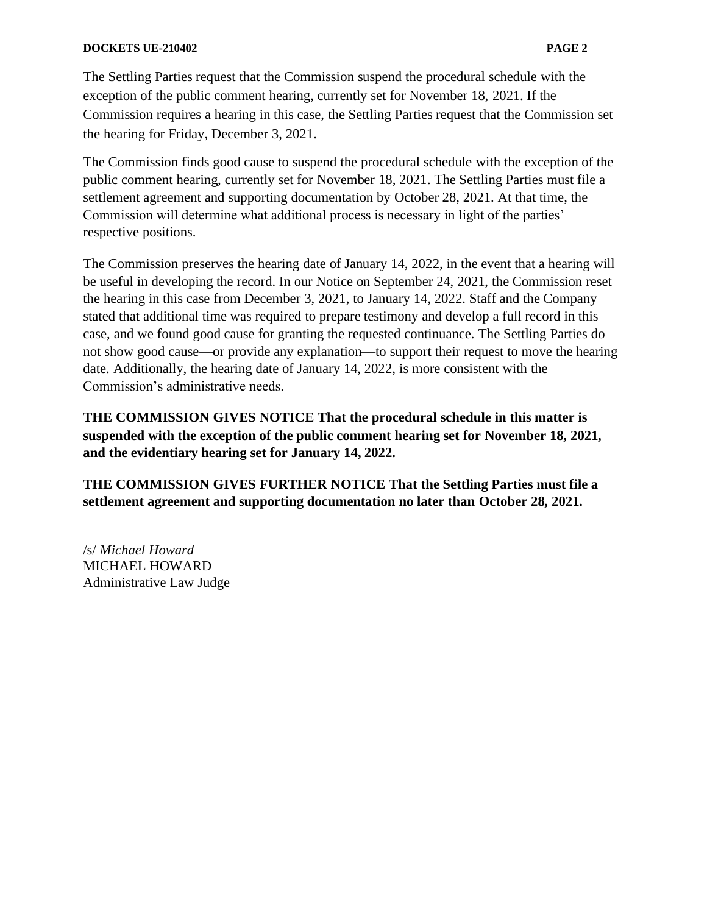The Settling Parties request that the Commission suspend the procedural schedule with the exception of the public comment hearing, currently set for November 18, 2021. If the Commission requires a hearing in this case, the Settling Parties request that the Commission set the hearing for Friday, December 3, 2021.

The Commission finds good cause to suspend the procedural schedule with the exception of the public comment hearing, currently set for November 18, 2021. The Settling Parties must file a settlement agreement and supporting documentation by October 28, 2021. At that time, the Commission will determine what additional process is necessary in light of the parties' respective positions.

The Commission preserves the hearing date of January 14, 2022, in the event that a hearing will be useful in developing the record. In our Notice on September 24, 2021, the Commission reset the hearing in this case from December 3, 2021, to January 14, 2022. Staff and the Company stated that additional time was required to prepare testimony and develop a full record in this case, and we found good cause for granting the requested continuance. The Settling Parties do not show good cause—or provide any explanation—to support their request to move the hearing date. Additionally, the hearing date of January 14, 2022, is more consistent with the Commission's administrative needs.

**THE COMMISSION GIVES NOTICE That the procedural schedule in this matter is suspended with the exception of the public comment hearing set for November 18, 2021, and the evidentiary hearing set for January 14, 2022.**

**THE COMMISSION GIVES FURTHER NOTICE That the Settling Parties must file a settlement agreement and supporting documentation no later than October 28, 2021.**

/s/ *Michael Howard*
MICHAEL HOWARD
Administrative Law Judge